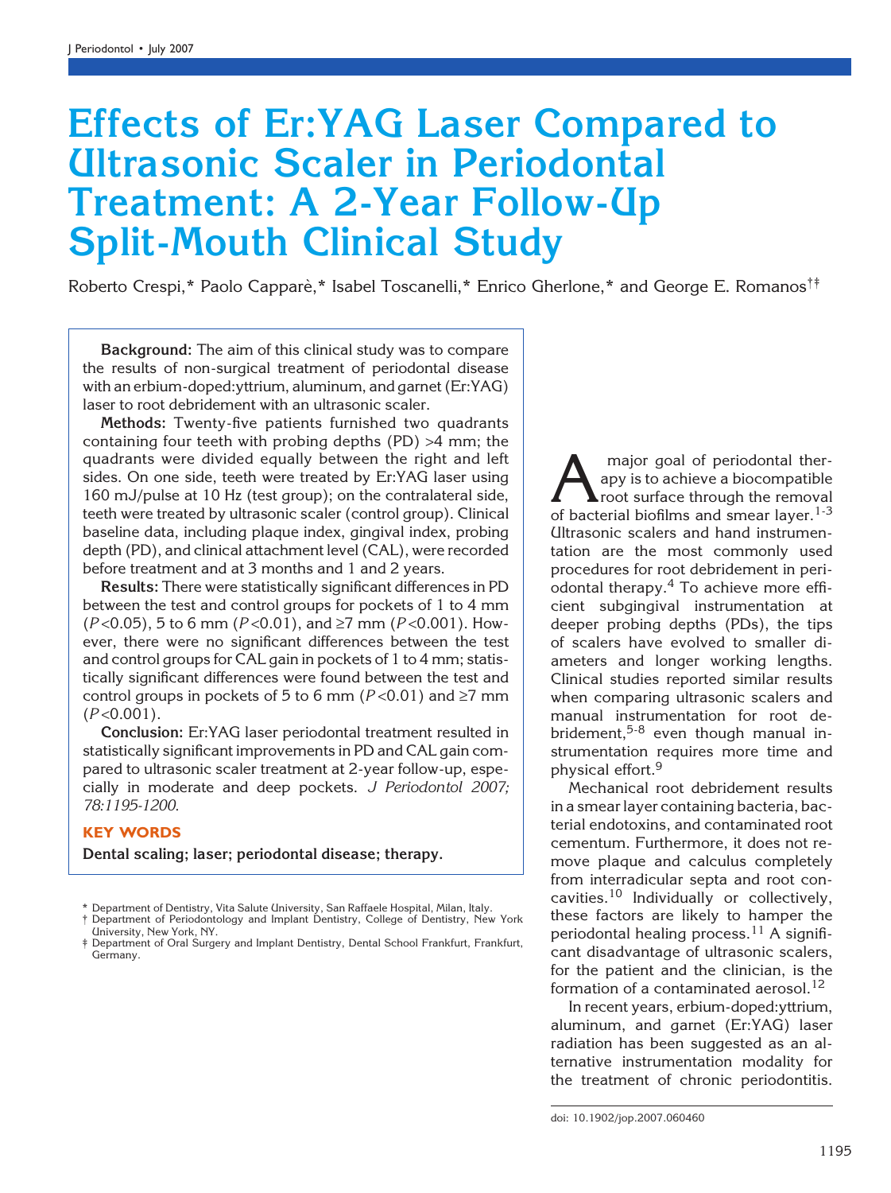# Effects of Er:YAG Laser Compared to Ultrasonic Scaler in Periodontal Treatment: A 2-Year Follow-Up Split-Mouth Clinical Study

Roberto Crespi,* Paolo Capparè,* Isabel Toscanelli,* Enrico Gherlone,* and George E. Romanos†‡

**Background:** The aim of this clinical study was to compare the results of non-surgical treatment of periodontal disease with an erbium-doped:yttrium, aluminum, and garnet (Er:YAG) laser to root debridement with an ultrasonic scaler.

**Methods:** Twenty-five patients furnished two quadrants containing four teeth with probing depths (PD) >4 mm; the quadrants were divided equally between the right and left sides. On one side, teeth were treated by Er:YAG laser using 160 mJ/pulse at 10 Hz (test group); on the contralateral side, teeth were treated by ultrasonic scaler (control group). Clinical baseline data, including plaque index, gingival index, probing depth (PD), and clinical attachment level (CAL), were recorded before treatment and at 3 months and 1 and 2 years.

**Results:** There were statistically significant differences in PD between the test and control groups for pockets of 1 to 4 mm ($P<0.05$), 5 to 6 mm ($P<0.01$), and ≥7 mm ($P<0.001$). However, there were no significant differences between the test and control groups for CAL gain in pockets of 1 to 4 mm; statistically significant differences were found between the test and control groups in pockets of 5 to 6 mm ($P<0.01$) and ≥7 mm ($P<0.001$).

**Conclusion:** Er:YAG laser periodontal treatment resulted in statistically significant improvements in PD and CAL gain compared to ultrasonic scaler treatment at 2-year follow-up, especially in moderate and deep pockets. *J Periodontol 2007; 78:1195-1200.*

**KEY WORDS**

**Dental scaling; laser; periodontal disease; therapy.**

\* Department of Dentistry, Vita Salute University, San Raffaele Hospital, Milan, Italy.
† Department of Periodontology and Implant Dentistry, College of Dentistry, New York University, New York, NY.
‡ Department of Oral Surgery and Implant Dentistry, Dental School Frankfurt, Frankfurt, Germany.

A major goal of periodontal therapy is to achieve a biocompatible root surface through the removal of bacterial biofilms and smear layer.[1-3] Ultrasonic scalers and hand instrumentation are the most commonly used procedures for root debridement in periodontal therapy.[4] To achieve more efficient subgingival instrumentation at deeper probing depths (PDs), the tips of scalers have evolved to smaller diameters and longer working lengths. Clinical studies reported similar results when comparing ultrasonic scalers and manual instrumentation for root debridement,[5-8] even though manual instrumentation requires more time and physical effort.[9]

Mechanical root debridement results in a smear layer containing bacteria, bacterial endotoxins, and contaminated root cementum. Furthermore, it does not remove plaque and calculus completely from interradicular septa and root concavities.[10] Individually or collectively, these factors are likely to hamper the periodontal healing process.[11] A significant disadvantage of ultrasonic scalers, for the patient and the clinician, is the formation of a contaminated aerosol.[12]

In recent years, erbium-doped:yttrium, aluminum, and garnet (Er:YAG) laser radiation has been suggested as an alternative instrumentation modality for the treatment of chronic periodontitis.

doi: 10.1902/jop.2007.060460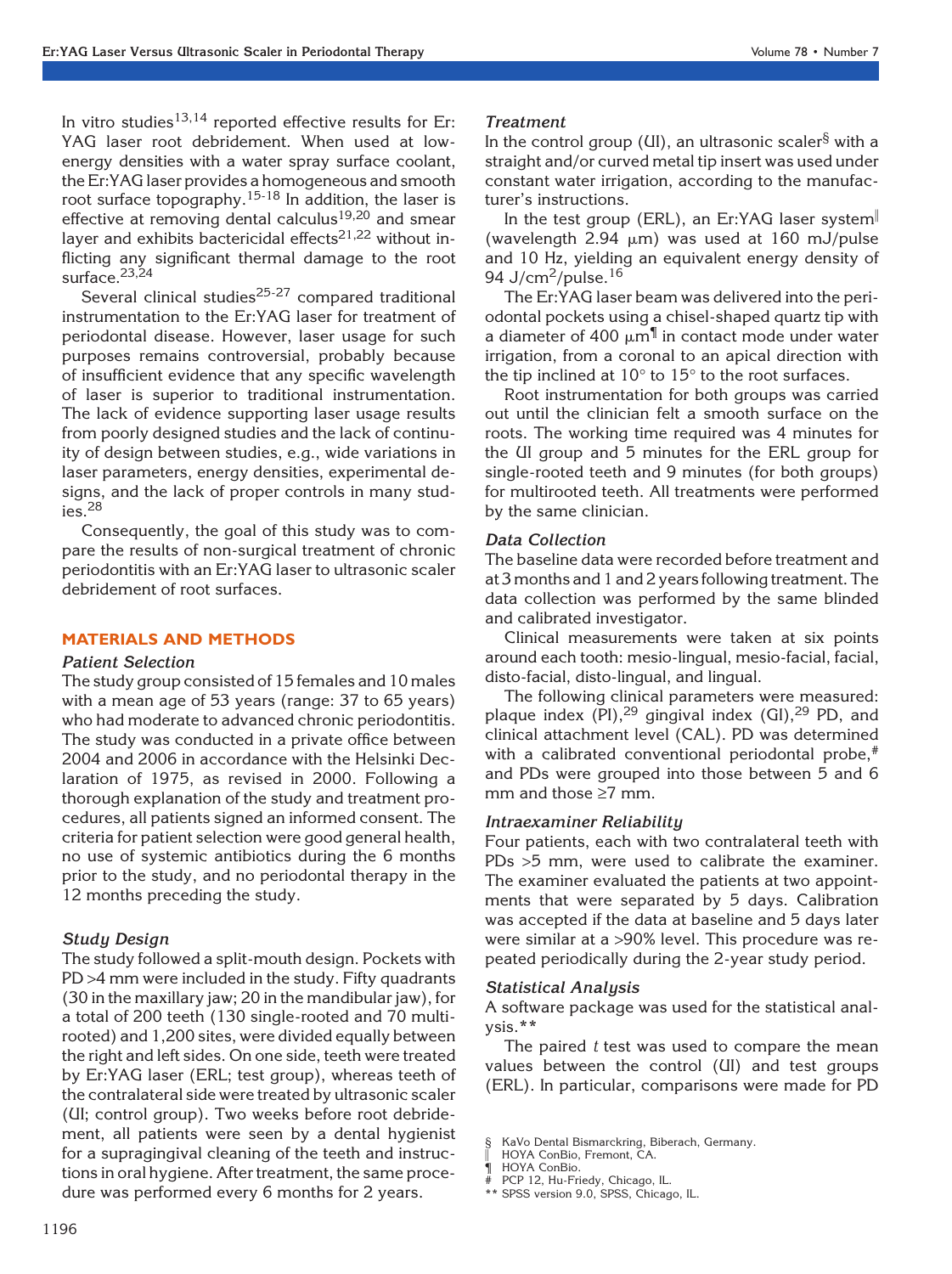In vitro studies[13,14] reported effective results for Er:YAG laser root debridement. When used at low-energy densities with a water spray surface coolant, the Er:YAG laser provides a homogeneous and smooth root surface topography.[15-18] In addition, the laser is effective at removing dental calculus[19,20] and smear layer and exhibits bactericidal effects[21,22] without inflicting any significant thermal damage to the root surface.[23,24]

Several clinical studies[25-27] compared traditional instrumentation to the Er:YAG laser for treatment of periodontal disease. However, laser usage for such purposes remains controversial, probably because of insufficient evidence that any specific wavelength of laser is superior to traditional instrumentation. The lack of evidence supporting laser usage results from poorly designed studies and the lack of continuity of design between studies, e.g., wide variations in laser parameters, energy densities, experimental designs, and the lack of proper controls in many studies.[28]

Consequently, the goal of this study was to compare the results of non-surgical treatment of chronic periodontitis with an Er:YAG laser to ultrasonic scaler debridement of root surfaces.

## MATERIALS AND METHODS

### Patient Selection

The study group consisted of 15 females and 10 males with a mean age of 53 years (range: 37 to 65 years) who had moderate to advanced chronic periodontitis. The study was conducted in a private office between 2004 and 2006 in accordance with the Helsinki Declaration of 1975, as revised in 2000. Following a thorough explanation of the study and treatment procedures, all patients signed an informed consent. The criteria for patient selection were good general health, no use of systemic antibiotics during the 6 months prior to the study, and no periodontal therapy in the 12 months preceding the study.

### Study Design

The study followed a split-mouth design. Pockets with PD >4 mm were included in the study. Fifty quadrants (30 in the maxillary jaw; 20 in the mandibular jaw), for a total of 200 teeth (130 single-rooted and 70 multirooted) and 1,200 sites, were divided equally between the right and left sides. On one side, teeth were treated by Er:YAG laser (ERL; test group), whereas teeth of the contralateral side were treated by ultrasonic scaler (UI; control group). Two weeks before root debridement, all patients were seen by a dental hygienist for a supragingival cleaning of the teeth and instructions in oral hygiene. After treatment, the same procedure was performed every 6 months for 2 years.

### Treatment

In the control group (UI), an ultrasonic scaler[§] with a straight and/or curved metal tip insert was used under constant water irrigation, according to the manufacturer's instructions.

In the test group (ERL), an Er:YAG laser system[‖] (wavelength 2.94 μm) was used at 160 mJ/pulse and 10 Hz, yielding an equivalent energy density of 94 J/cm$^2$/pulse.[16]

The Er:YAG laser beam was delivered into the periodontal pockets using a chisel-shaped quartz tip with a diameter of 400 μm[¶] in contact mode under water irrigation, from a coronal to an apical direction with the tip inclined at 10° to 15° to the root surfaces.

Root instrumentation for both groups was carried out until the clinician felt a smooth surface on the roots. The working time required was 4 minutes for the UI group and 5 minutes for the ERL group for single-rooted teeth and 9 minutes (for both groups) for multirooted teeth. All treatments were performed by the same clinician.

### Data Collection

The baseline data were recorded before treatment and at 3 months and 1 and 2 years following treatment. The data collection was performed by the same blinded and calibrated investigator.

Clinical measurements were taken at six points around each tooth: mesio-lingual, mesio-facial, facial, disto-facial, disto-lingual, and lingual.

The following clinical parameters were measured: plaque index (PI),[29] gingival index (GI),[29] PD, and clinical attachment level (CAL). PD was determined with a calibrated conventional periodontal probe,[#] and PDs were grouped into those between 5 and 6 mm and those ≥7 mm.

### Intraexaminer Reliability

Four patients, each with two contralateral teeth with PDs >5 mm, were used to calibrate the examiner. The examiner evaluated the patients at two appointments that were separated by 5 days. Calibration was accepted if the data at baseline and 5 days later were similar at a >90% level. This procedure was repeated periodically during the 2-year study period.

### Statistical Analysis

A software package was used for the statistical analysis.[**]

The paired *t* test was used to compare the mean values between the control (UI) and test groups (ERL). In particular, comparisons were made for PD

§ KaVo Dental Bismarckring, Biberach, Germany.
‖ HOYA ConBio, Fremont, CA.
¶ HOYA ConBio.
# PCP 12, Hu-Friedy, Chicago, IL.
** SPSS version 9.0, SPSS, Chicago, IL.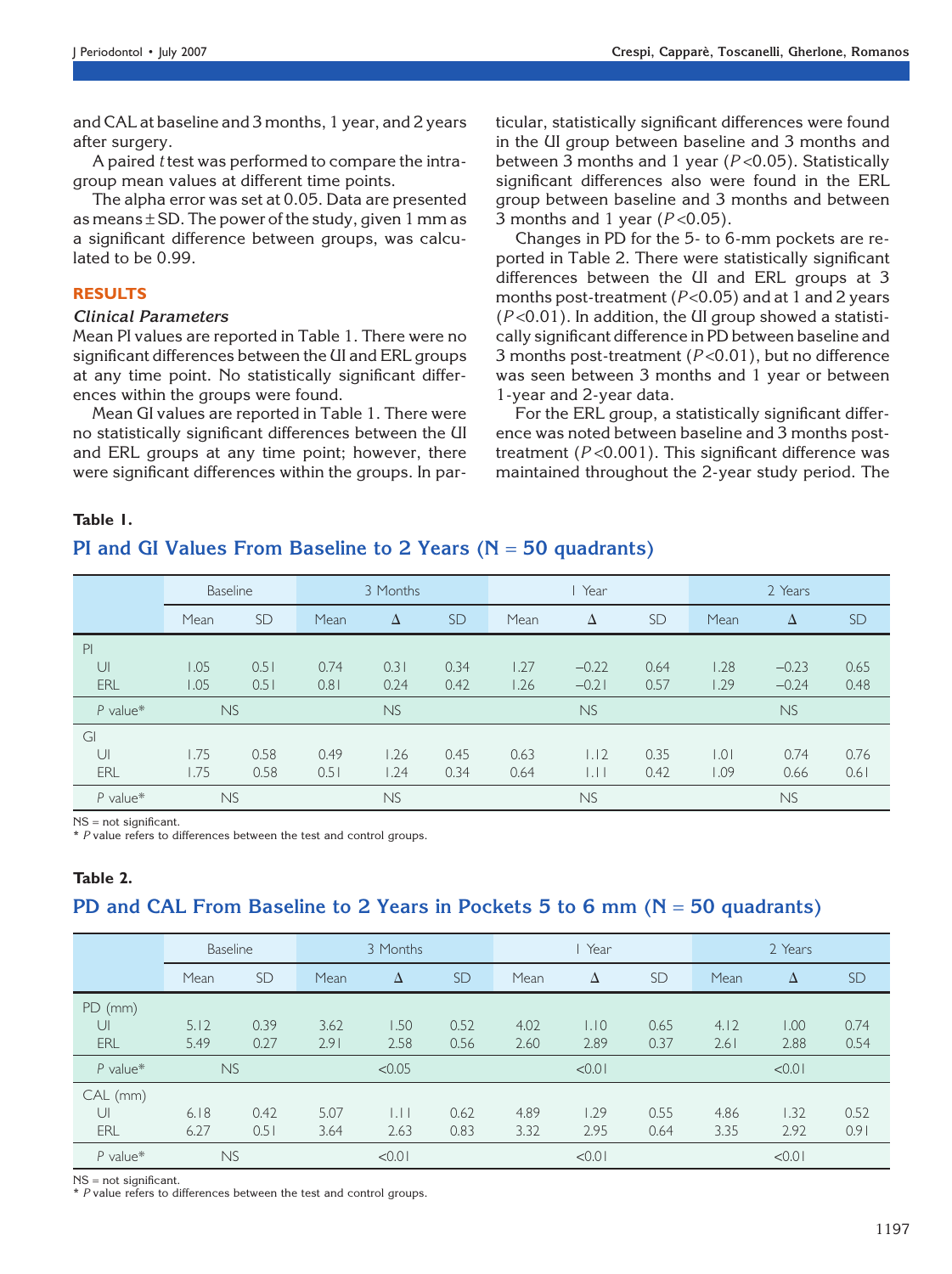and CAL at baseline and 3 months, 1 year, and 2 years after surgery.

A paired *t* test was performed to compare the intragroup mean values at different time points.

The alpha error was set at 0.05. Data are presented as means ± SD. The power of the study, given 1 mm as a significant difference between groups, was calculated to be 0.99.

## RESULTS

### Clinical Parameters

Mean PI values are reported in Table 1. There were no significant differences between the UI and ERL groups at any time point. No statistically significant differences within the groups were found.

Mean GI values are reported in Table 1. There were no statistically significant differences between the UI and ERL groups at any time point; however, there were significant differences within the groups. In particular, statistically significant differences were found in the UI group between baseline and 3 months and between 3 months and 1 year ($P<0.05$). Statistically significant differences also were found in the ERL group between baseline and 3 months and between 3 months and 1 year ($P<0.05$).

Changes in PD for the 5- to 6-mm pockets are reported in Table 2. There were statistically significant differences between the UI and ERL groups at 3 months post-treatment ($P<0.05$) and at 1 and 2 years ($P<0.01$). In addition, the UI group showed a statistically significant difference in PD between baseline and 3 months post-treatment ($P<0.01$), but no difference was seen between 3 months and 1 year or between 1-year and 2-year data.

For the ERL group, a statistically significant difference was noted between baseline and 3 months post-treatment ($P<0.001$). This significant difference was maintained throughout the 2-year study period. The

**Table 1.**

**PI and GI Values From Baseline to 2 Years (N = 50 quadrants)**

| | Baseline | | 3 Months | | | 1 Year | | | 2 Years | | |
|---|---|---|---|---|---|---|---|---|---|---|---|
| | Mean | SD | Mean | Δ | SD | Mean | Δ | SD | Mean | Δ | SD |
| PI | | | | | | | | | | | |
| UI | 1.05 | 0.51 | 0.74 | 0.31 | 0.34 | 1.27 | −0.22 | 0.64 | 1.28 | −0.23 | 0.65 |
| ERL | 1.05 | 0.51 | 0.81 | 0.24 | 0.42 | 1.26 | −0.21 | 0.57 | 1.29 | −0.24 | 0.48 |
| *P* value* | NS | | | NS | | | NS | | | NS | |
| GI | | | | | | | | | | | |
| UI | 1.75 | 0.58 | 0.49 | 1.26 | 0.45 | 0.63 | 1.12 | 0.35 | 1.01 | 0.74 | 0.76 |
| ERL | 1.75 | 0.58 | 0.51 | 1.24 | 0.34 | 0.64 | 1.11 | 0.42 | 1.09 | 0.66 | 0.61 |
| *P* value* | NS | | | NS | | | NS | | | NS | |

NS = not significant.
\* *P* value refers to differences between the test and control groups.

**Table 2.**

**PD and CAL From Baseline to 2 Years in Pockets 5 to 6 mm (N = 50 quadrants)**

| | Baseline | | 3 Months | | | 1 Year | | | 2 Years | | |
|---|---|---|---|---|---|---|---|---|---|---|---|
| | Mean | SD | Mean | Δ | SD | Mean | Δ | SD | Mean | Δ | SD |
| PD (mm) | | | | | | | | | | | |
| UI | 5.12 | 0.39 | 3.62 | 1.50 | 0.52 | 4.02 | 1.10 | 0.65 | 4.12 | 1.00 | 0.74 |
| ERL | 5.49 | 0.27 | 2.91 | 2.58 | 0.56 | 2.60 | 2.89 | 0.37 | 2.61 | 2.88 | 0.54 |
| *P* value* | NS | | | <0.05 | | | <0.01 | | | <0.01 | |
| CAL (mm) | | | | | | | | | | | |
| UI | 6.18 | 0.42 | 5.07 | 1.11 | 0.62 | 4.89 | 1.29 | 0.55 | 4.86 | 1.32 | 0.52 |
| ERL | 6.27 | 0.51 | 3.64 | 2.63 | 0.83 | 3.32 | 2.95 | 0.64 | 3.35 | 2.92 | 0.91 |
| *P* value* | NS | | | <0.01 | | | <0.01 | | | <0.01 | |

NS = not significant.
\* *P* value refers to differences between the test and control groups.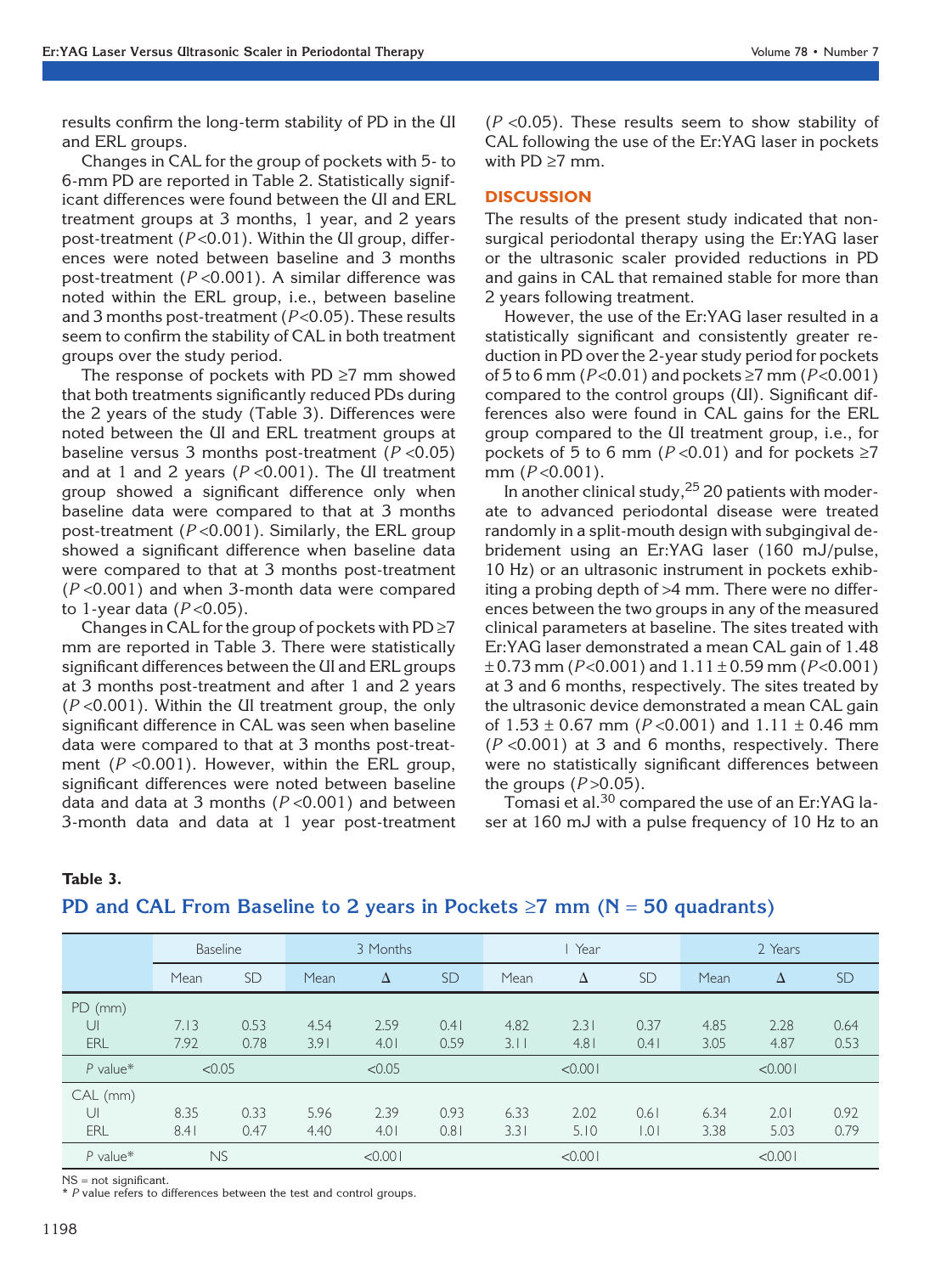results confirm the long-term stability of PD in the UI and ERL groups.

Changes in CAL for the group of pockets with 5- to 6-mm PD are reported in Table 2. Statistically significant differences were found between the UI and ERL treatment groups at 3 months, 1 year, and 2 years post-treatment ($P<0.01$). Within the UI group, differences were noted between baseline and 3 months post-treatment ($P<0.001$). A similar difference was noted within the ERL group, i.e., between baseline and 3 months post-treatment ($P<0.05$). These results seem to confirm the stability of CAL in both treatment groups over the study period.

The response of pockets with PD ≥7 mm showed that both treatments significantly reduced PDs during the 2 years of the study (Table 3). Differences were noted between the UI and ERL treatment groups at baseline versus 3 months post-treatment ($P<0.05$) and at 1 and 2 years ($P<0.001$). The UI treatment group showed a significant difference only when baseline data were compared to that at 3 months post-treatment ($P<0.001$). Similarly, the ERL group showed a significant difference when baseline data were compared to that at 3 months post-treatment ($P<0.001$) and when 3-month data were compared to 1-year data ($P<0.05$).

Changes in CAL for the group of pockets with PD ≥7 mm are reported in Table 3. There were statistically significant differences between the UI and ERL groups at 3 months post-treatment and after 1 and 2 years ($P<0.001$). Within the UI treatment group, the only significant difference in CAL was seen when baseline data were compared to that at 3 months post-treatment ($P<0.001$). However, within the ERL group, significant differences were noted between baseline data and data at 3 months ($P<0.001$) and between 3-month data and data at 1 year post-treatment ($P<0.05$). These results seem to show stability of CAL following the use of the Er:YAG laser in pockets with PD ≥7 mm.

## DISCUSSION

The results of the present study indicated that non-surgical periodontal therapy using the Er:YAG laser or the ultrasonic scaler provided reductions in PD and gains in CAL that remained stable for more than 2 years following treatment.

However, the use of the Er:YAG laser resulted in a statistically significant and consistently greater reduction in PD over the 2-year study period for pockets of 5 to 6 mm ($P<0.01$) and pockets ≥7 mm ($P<0.001$) compared to the control groups (UI). Significant differences also were found in CAL gains for the ERL group compared to the UI treatment group, i.e., for pockets of 5 to 6 mm ($P<0.01$) and for pockets ≥7 mm ($P<0.001$).

In another clinical study,[25] 20 patients with moderate to advanced periodontal disease were treated randomly in a split-mouth design with subgingival debridement using an Er:YAG laser (160 mJ/pulse, 10 Hz) or an ultrasonic instrument in pockets exhibiting a probing depth of >4 mm. There were no differences between the two groups in any of the measured clinical parameters at baseline. The sites treated with Er:YAG laser demonstrated a mean CAL gain of 1.48 ± 0.73 mm ($P<0.001$) and 1.11 ± 0.59 mm ($P<0.001$) at 3 and 6 months, respectively. The sites treated by the ultrasonic device demonstrated a mean CAL gain of 1.53 ± 0.67 mm ($P<0.001$) and 1.11 ± 0.46 mm ($P<0.001$) at 3 and 6 months, respectively. There were no statistically significant differences between the groups ($P>0.05$).

Tomasi et al.[30] compared the use of an Er:YAG laser at 160 mJ with a pulse frequency of 10 Hz to an

**Table 3.**
**PD and CAL From Baseline to 2 years in Pockets ≥7 mm (N = 50 quadrants)**

| | Baseline | | 3 Months | | | 1 Year | | | 2 Years | | |
|---|---|---|---|---|---|---|---|---|---|---|---|
| | Mean | SD | Mean | Δ | SD | Mean | Δ | SD | Mean | Δ | SD |
| PD (mm) | | | | | | | | | | | |
| UI | 7.13 | 0.53 | 4.54 | 2.59 | 0.41 | 4.82 | 2.31 | 0.37 | 4.85 | 2.28 | 0.64 |
| ERL | 7.92 | 0.78 | 3.91 | 4.01 | 0.59 | 3.11 | 4.81 | 0.41 | 3.05 | 4.87 | 0.53 |
| *P* value* | <0.05 | | <0.05 | | | <0.001 | | | <0.001 | | |
| CAL (mm) | | | | | | | | | | | |
| UI | 8.35 | 0.33 | 5.96 | 2.39 | 0.93 | 6.33 | 2.02 | 0.61 | 6.34 | 2.01 | 0.92 |
| ERL | 8.41 | 0.47 | 4.40 | 4.01 | 0.81 | 3.31 | 5.10 | 1.01 | 3.38 | 5.03 | 0.79 |
| *P* value* | NS | | <0.001 | | | <0.001 | | | <0.001 | | |

NS = not significant.
\* *P* value refers to differences between the test and control groups.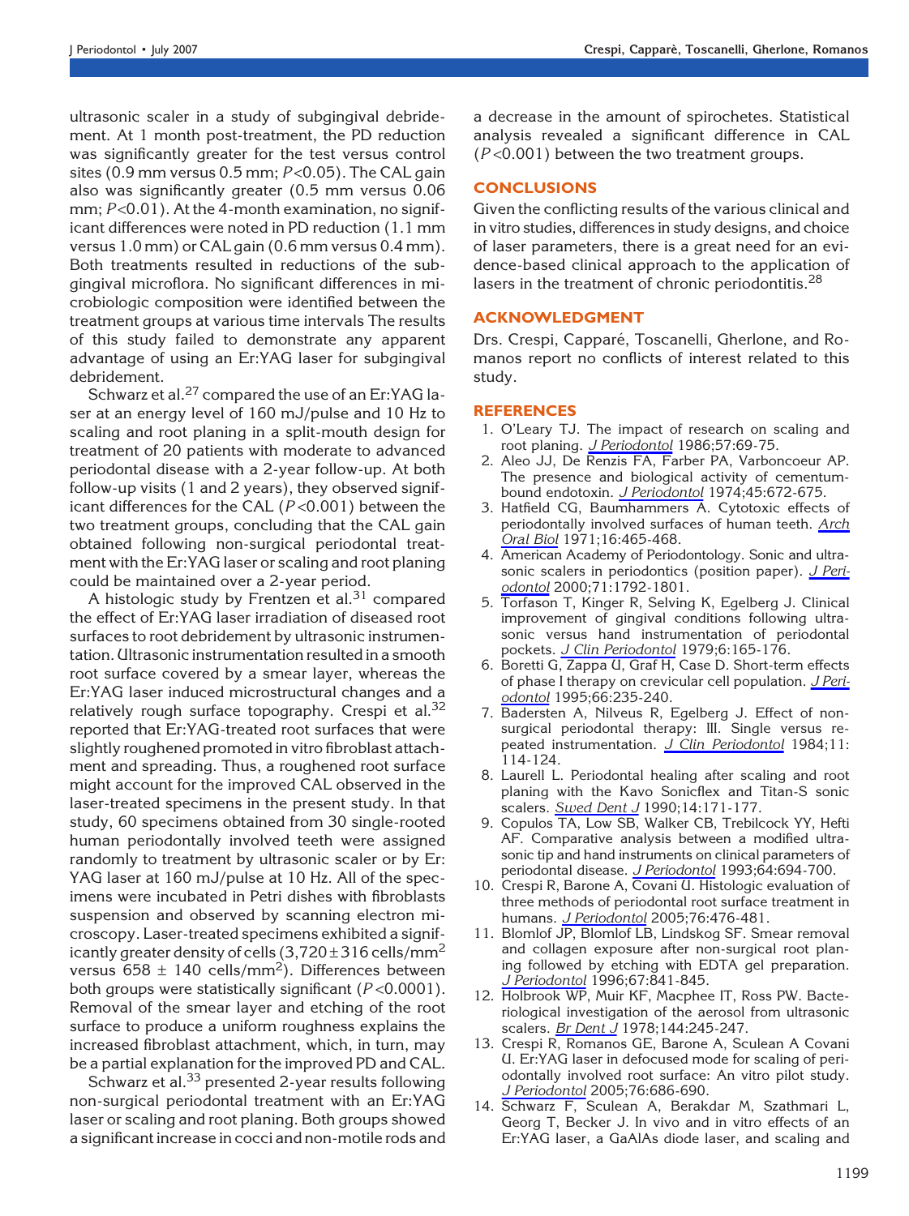ultrasonic scaler in a study of subgingival debridement. At 1 month post-treatment, the PD reduction was significantly greater for the test versus control sites (0.9 mm versus 0.5 mm; $P<0.05$). The CAL gain also was significantly greater (0.5 mm versus 0.06 mm; $P<0.01$). At the 4-month examination, no significant differences were noted in PD reduction (1.1 mm versus 1.0 mm) or CAL gain (0.6 mm versus 0.4 mm). Both treatments resulted in reductions of the subgingival microflora. No significant differences in microbiologic composition were identified between the treatment groups at various time intervals The results of this study failed to demonstrate any apparent advantage of using an Er:YAG laser for subgingival debridement.

Schwarz et al.[27] compared the use of an Er:YAG laser at an energy level of 160 mJ/pulse and 10 Hz to scaling and root planing in a split-mouth design for treatment of 20 patients with moderate to advanced periodontal disease with a 2-year follow-up. At both follow-up visits (1 and 2 years), they observed significant differences for the CAL ($P<0.001$) between the two treatment groups, concluding that the CAL gain obtained following non-surgical periodontal treatment with the Er:YAG laser or scaling and root planing could be maintained over a 2-year period.

A histologic study by Frentzen et al.[31] compared the effect of Er:YAG laser irradiation of diseased root surfaces to root debridement by ultrasonic instrumentation. Ultrasonic instrumentation resulted in a smooth root surface covered by a smear layer, whereas the Er:YAG laser induced microstructural changes and a relatively rough surface topography. Crespi et al.[32] reported that Er:YAG-treated root surfaces that were slightly roughened promoted in vitro fibroblast attachment and spreading. Thus, a roughened root surface might account for the improved CAL observed in the laser-treated specimens in the present study. In that study, 60 specimens obtained from 30 single-rooted human periodontally involved teeth were assigned randomly to treatment by ultrasonic scaler or by Er:YAG laser at 160 mJ/pulse at 10 Hz. All of the specimens were incubated in Petri dishes with fibroblasts suspension and observed by scanning electron microscopy. Laser-treated specimens exhibited a significantly greater density of cells ($3,720 \pm 316$ cells/mm$^2$ versus $658 \pm 140$ cells/mm$^2$). Differences between both groups were statistically significant ($P<0.0001$). Removal of the smear layer and etching of the root surface to produce a uniform roughness explains the increased fibroblast attachment, which, in turn, may be a partial explanation for the improved PD and CAL.

Schwarz et al.[33] presented 2-year results following non-surgical periodontal treatment with an Er:YAG laser or scaling and root planing. Both groups showed a significant increase in cocci and non-motile rods and a decrease in the amount of spirochetes. Statistical analysis revealed a significant difference in CAL ($P<0.001$) between the two treatment groups.

## CONCLUSIONS

Given the conflicting results of the various clinical and in vitro studies, differences in study designs, and choice of laser parameters, there is a great need for an evidence-based clinical approach to the application of lasers in the treatment of chronic periodontitis.[28]

## ACKNOWLEDGMENT

Drs. Crespi, Capparé, Toscanelli, Gherlone, and Romanos report no conflicts of interest related to this study.

## REFERENCES

1. O'Leary TJ. The impact of research on scaling and root planing. *J Periodontol* 1986;57:69-75.
2. Aleo JJ, De Renzis FA, Farber PA, Varboncoeur AP. The presence and biological activity of cementum-bound endotoxin. *J Periodontol* 1974;45:672-675.
3. Hatfield CG, Baumhammers A. Cytotoxic effects of periodontally involved surfaces of human teeth. *Arch Oral Biol* 1971;16:465-468.
4. American Academy of Periodontology. Sonic and ultrasonic scalers in periodontics (position paper). *J Periodontol* 2000;71:1792-1801.
5. Torfason T, Kinger R, Selving K, Egelberg J. Clinical improvement of gingival conditions following ultrasonic versus hand instrumentation of periodontal pockets. *J Clin Periodontol* 1979;6:165-176.
6. Boretti G, Zappa U, Graf H, Case D. Short-term effects of phase I therapy on crevicular cell population. *J Periodontol* 1995;66:235-240.
7. Badersten A, Nilveus R, Egelberg J. Effect of non-surgical periodontal therapy: III. Single versus repeated instrumentation. *J Clin Periodontol* 1984;11:114-124.
8. Laurell L. Periodontal healing after scaling and root planing with the Kavo Sonicflex and Titan-S sonic scalers. *Swed Dent J* 1990;14:171-177.
9. Copulos TA, Low SB, Walker CB, Trebilcock YY, Hefti AF. Comparative analysis between a modified ultrasonic tip and hand instruments on clinical parameters of periodontal disease. *J Periodontol* 1993;64:694-700.
10. Crespi R, Barone A, Covani U. Histologic evaluation of three methods of periodontal root surface treatment in humans. *J Periodontol* 2005;76:476-481.
11. Blomlof JP, Blomlof LB, Lindskog SF. Smear removal and collagen exposure after non-surgical root planing followed by etching with EDTA gel preparation. *J Periodontol* 1996;67:841-845.
12. Holbrook WP, Muir KF, Macphee IT, Ross PW. Bacteriological investigation of the aerosol from ultrasonic scalers. *Br Dent J* 1978;144:245-247.
13. Crespi R, Romanos GE, Barone A, Sculean A Covani U. Er:YAG laser in defocused mode for scaling of periodontally involved root surface: An vitro pilot study. *J Periodontol* 2005;76:686-690.
14. Schwarz F, Sculean A, Berakdar M, Szathmari L, Georg T, Becker J. In vivo and in vitro effects of an Er:YAG laser, a GaAlAs diode laser, and scaling and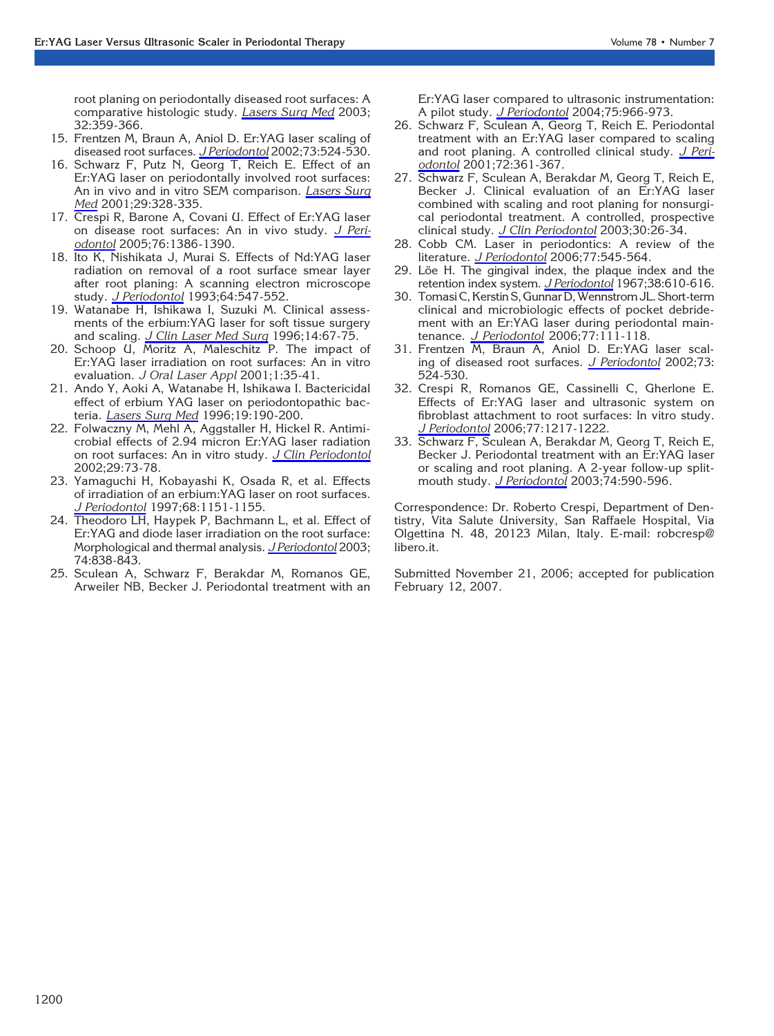root planing on periodontally diseased root surfaces: A comparative histologic study. *Lasers Surg Med* 2003; 32:359-366.

15. Frentzen M, Braun A, Aniol D. Er:YAG laser scaling of diseased root surfaces. *J Periodontol* 2002;73:524-530.
16. Schwarz F, Putz N, Georg T, Reich E. Effect of an Er:YAG laser on periodontally involved root surfaces: An in vivo and in vitro SEM comparison. *Lasers Surg Med* 2001;29:328-335.
17. Crespi R, Barone A, Covani U. Effect of Er:YAG laser on disease root surfaces: An in vivo study. *J Periodontol* 2005;76:1386-1390.
18. Ito K, Nishikata J, Murai S. Effects of Nd:YAG laser radiation on removal of a root surface smear layer after root planing: A scanning electron microscope study. *J Periodontol* 1993;64:547-552.
19. Watanabe H, Ishikawa I, Suzuki M. Clinical assessments of the erbium:YAG laser for soft tissue surgery and scaling. *J Clin Laser Med Surg* 1996;14:67-75.
20. Schoop U, Moritz A, Maleschitz P. The impact of Er:YAG laser irradiation on root surfaces: An in vitro evaluation. *J Oral Laser Appl* 2001;1:35-41.
21. Ando Y, Aoki A, Watanabe H, Ishikawa I. Bactericidal effect of erbium YAG laser on periodontopathic bacteria. *Lasers Surg Med* 1996;19:190-200.
22. Folwaczny M, Mehl A, Aggstaller H, Hickel R. Antimicrobial effects of 2.94 micron Er:YAG laser radiation on root surfaces: An in vitro study. *J Clin Periodontol* 2002;29:73-78.
23. Yamaguchi H, Kobayashi K, Osada R, et al. Effects of irradiation of an erbium:YAG laser on root surfaces. *J Periodontol* 1997;68:1151-1155.
24. Theodoro LH, Haypek P, Bachmann L, et al. Effect of Er:YAG and diode laser irradiation on the root surface: Morphological and thermal analysis. *J Periodontol* 2003; 74:838-843.
25. Sculean A, Schwarz F, Berakdar M, Romanos GE, Arweiler NB, Becker J. Periodontal treatment with an Er:YAG laser compared to ultrasonic instrumentation: A pilot study. *J Periodontol* 2004;75:966-973.
26. Schwarz F, Sculean A, Georg T, Reich E. Periodontal treatment with an Er:YAG laser compared to scaling and root planing. A controlled clinical study. *J Periodontol* 2001;72:361-367.
27. Schwarz F, Sculean A, Berakdar M, Georg T, Reich E, Becker J. Clinical evaluation of an Er:YAG laser combined with scaling and root planing for nonsurgical periodontal treatment. A controlled, prospective clinical study. *J Clin Periodontol* 2003;30:26-34.
28. Cobb CM. Laser in periodontics: A review of the literature. *J Periodontol* 2006;77:545-564.
29. Löe H. The gingival index, the plaque index and the retention index system. *J Periodontol* 1967;38:610-616.
30. Tomasi C, Kerstin S, Gunnar D, Wennstrom JL. Short-term clinical and microbiologic effects of pocket debridement with an Er:YAG laser during periodontal maintenance. *J Periodontol* 2006;77:111-118.
31. Frentzen M, Braun A, Aniol D. Er:YAG laser scaling of diseased root surfaces. *J Periodontol* 2002;73: 524-530.
32. Crespi R, Romanos GE, Cassinelli C, Gherlone E. Effects of Er:YAG laser and ultrasonic system on fibroblast attachment to root surfaces: In vitro study. *J Periodontol* 2006;77:1217-1222.
33. Schwarz F, Sculean A, Berakdar M, Georg T, Reich E, Becker J. Periodontal treatment with an Er:YAG laser or scaling and root planing. A 2-year follow-up split-mouth study. *J Periodontol* 2003;74:590-596.

Correspondence: Dr. Roberto Crespi, Department of Dentistry, Vita Salute University, San Raffaele Hospital, Via Olgettina N. 48, 20123 Milan, Italy. E-mail: robcresp@libero.it.

Submitted November 21, 2006; accepted for publication February 12, 2007.